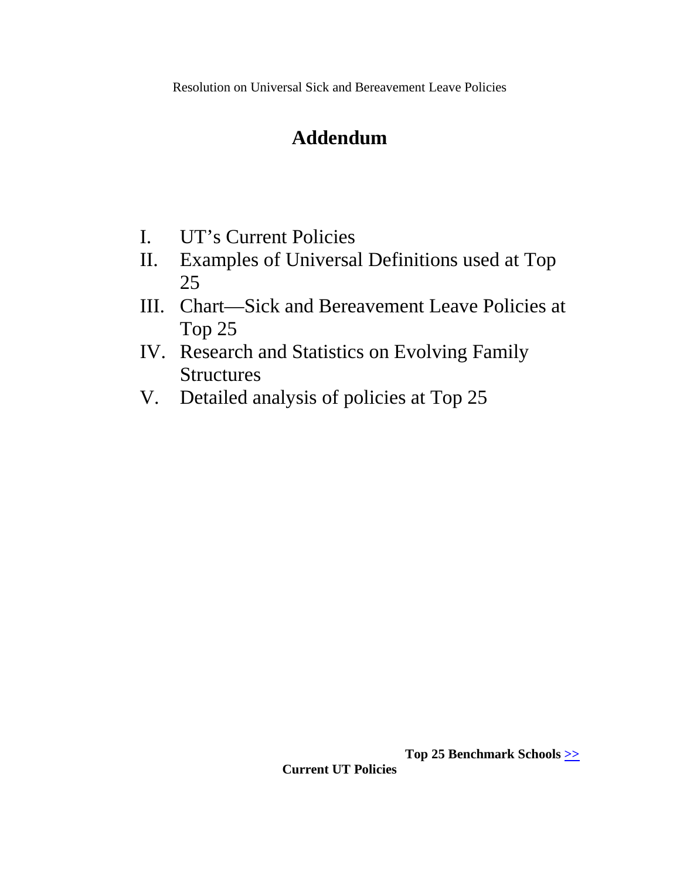Resolution on Universal Sick and Bereavement Leave Policies

# Addendum

I. UT's Current Policies
II. Examples of Universal Definitions used at Top 25
III. Chart—Sick and Bereavement Leave Policies at Top 25
IV. Research and Statistics on Evolving Family Structures
V. Detailed analysis of policies at Top 25

**Top 25 Benchmark Schools** >>

**Current UT Policies**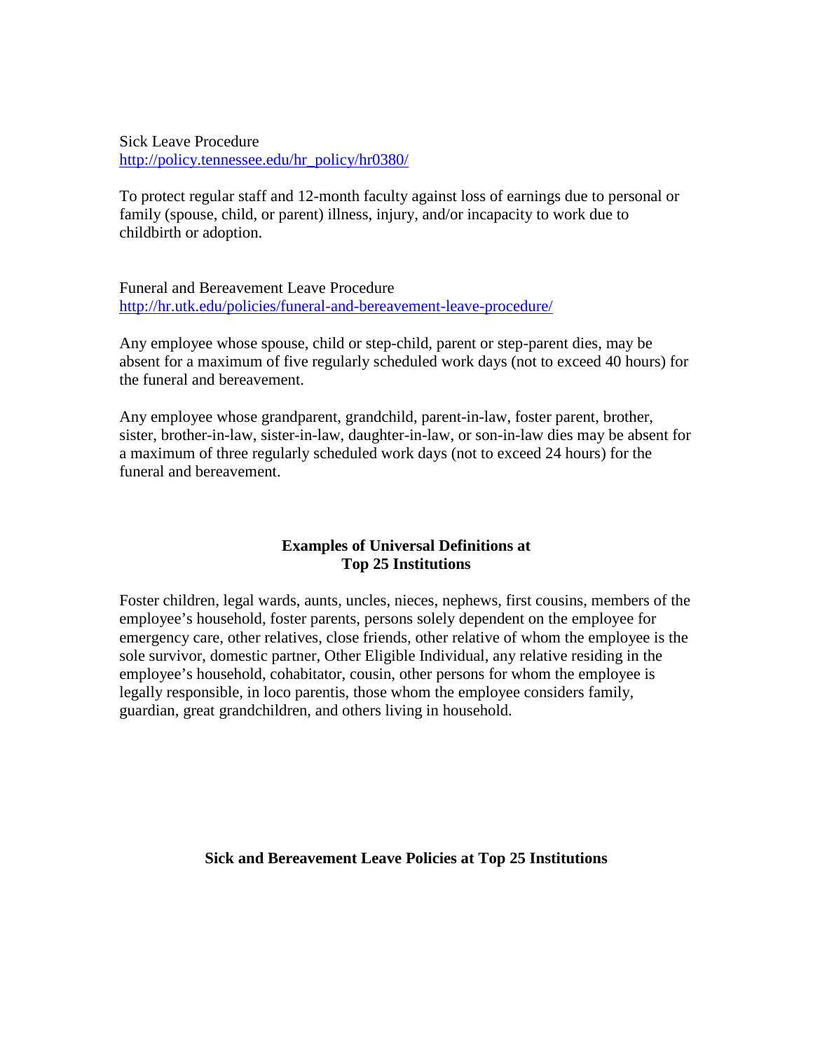Sick Leave Procedure
http://policy.tennessee.edu/hr_policy/hr0380/

To protect regular staff and 12-month faculty against loss of earnings due to personal or family (spouse, child, or parent) illness, injury, and/or incapacity to work due to childbirth or adoption.

Funeral and Bereavement Leave Procedure
http://hr.utk.edu/policies/funeral-and-bereavement-leave-procedure/

Any employee whose spouse, child or step-child, parent or step-parent dies, may be absent for a maximum of five regularly scheduled work days (not to exceed 40 hours) for the funeral and bereavement.

Any employee whose grandparent, grandchild, parent-in-law, foster parent, brother, sister, brother-in-law, sister-in-law, daughter-in-law, or son-in-law dies may be absent for a maximum of three regularly scheduled work days (not to exceed 24 hours) for the funeral and bereavement.

## Examples of Universal Definitions at Top 25 Institutions

Foster children, legal wards, aunts, uncles, nieces, nephews, first cousins, members of the employee's household, foster parents, persons solely dependent on the employee for emergency care, other relatives, close friends, other relative of whom the employee is the sole survivor, domestic partner, Other Eligible Individual, any relative residing in the employee's household, cohabitator, cousin, other persons for whom the employee is legally responsible, in loco parentis, those whom the employee considers family, guardian, great grandchildren, and others living in household.

## Sick and Bereavement Leave Policies at Top 25 Institutions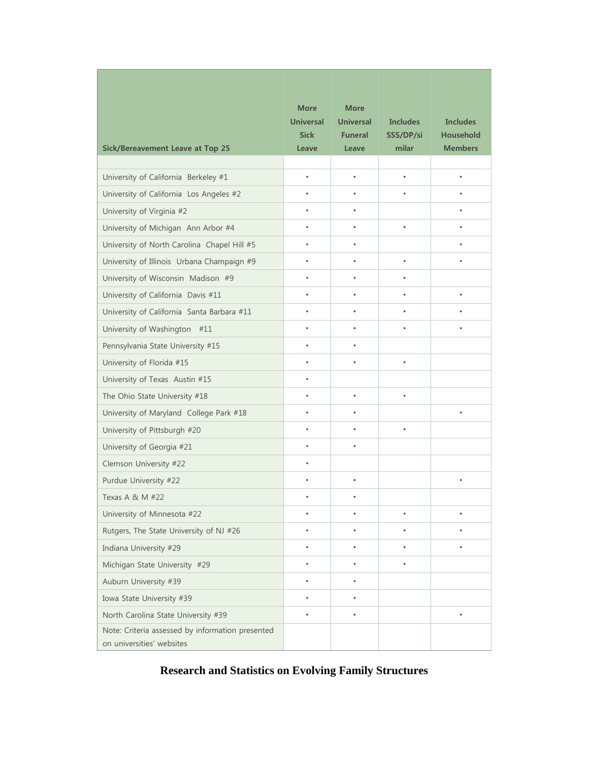| Sick/Bereavement Leave at Top 25 | More Universal Sick Leave | More Universal Funeral Leave | Includes SSS/DP/similar | Includes Household Members |
|---|---|---|---|---|
| | | | | |
| University of California Berkeley #1 | • | • | • | • |
| University of California Los Angeles #2 | • | • | • | • |
| University of Virginia #2 | • | • | | • |
| University of Michigan Ann Arbor #4 | • | • | • | • |
| University of North Carolina Chapel Hill #5 | • | • | | • |
| University of Illinois Urbana Champaign #9 | • | • | • | • |
| University of Wisconsin Madison #9 | • | • | • | |
| University of California Davis #11 | • | • | • | • |
| University of California Santa Barbara #11 | • | • | • | • |
| University of Washington #11 | • | • | • | • |
| Pennsylvania State University #15 | • | • | | |
| University of Florida #15 | • | • | • | |
| University of Texas Austin #15 | • | | | |
| The Ohio State University #18 | • | • | • | |
| University of Maryland College Park #18 | • | • | | • |
| University of Pittsburgh #20 | • | • | • | |
| University of Georgia #21 | • | • | | |
| Clemson University #22 | • | | | |
| Purdue University #22 | • | • | | • |
| Texas A & M #22 | • | • | | |
| University of Minnesota #22 | • | • | • | • |
| Rutgers, The State University of NJ #26 | • | • | • | • |
| Indiana University #29 | • | • | • | • |
| Michigan State University #29 | • | • | • | |
| Auburn University #39 | • | • | | |
| Iowa State University #39 | • | • | | |
| North Carolina State University #39 | • | • | | • |
| Note: Criteria assessed by information presented on universities' websites | | | | |

## Research and Statistics on Evolving Family Structures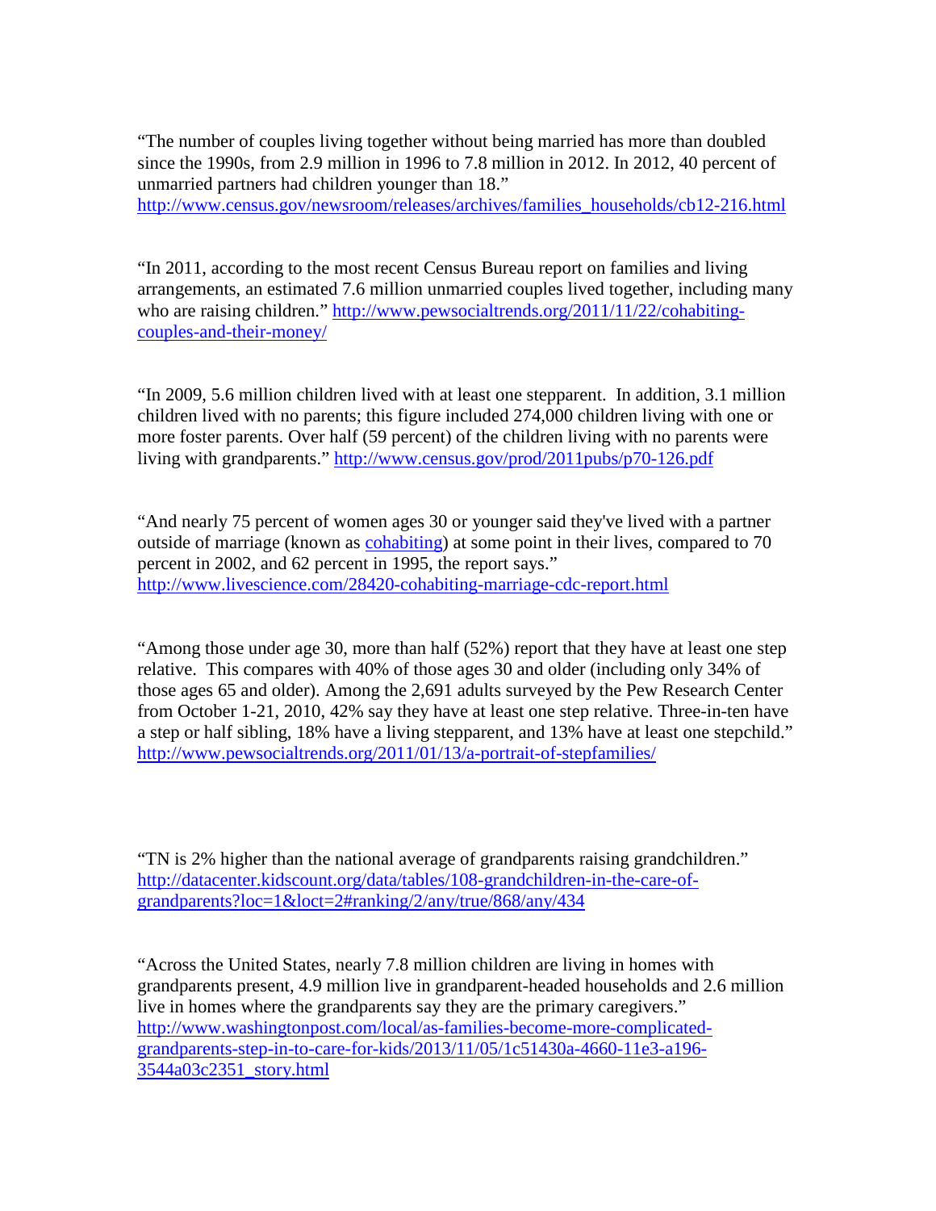"The number of couples living together without being married has more than doubled since the 1990s, from 2.9 million in 1996 to 7.8 million in 2012. In 2012, 40 percent of unmarried partners had children younger than 18."
http://www.census.gov/newsroom/releases/archives/families_households/cb12-216.html

"In 2011, according to the most recent Census Bureau report on families and living arrangements, an estimated 7.6 million unmarried couples lived together, including many who are raising children." http://www.pewsocialtrends.org/2011/11/22/cohabiting-couples-and-their-money/

"In 2009, 5.6 million children lived with at least one stepparent. In addition, 3.1 million children lived with no parents; this figure included 274,000 children living with one or more foster parents. Over half (59 percent) of the children living with no parents were living with grandparents." http://www.census.gov/prod/2011pubs/p70-126.pdf

"And nearly 75 percent of women ages 30 or younger said they've lived with a partner outside of marriage (known as cohabiting) at some point in their lives, compared to 70 percent in 2002, and 62 percent in 1995, the report says."
http://www.livescience.com/28420-cohabiting-marriage-cdc-report.html

"Among those under age 30, more than half (52%) report that they have at least one step relative. This compares with 40% of those ages 30 and older (including only 34% of those ages 65 and older). Among the 2,691 adults surveyed by the Pew Research Center from October 1-21, 2010, 42% say they have at least one step relative. Three-in-ten have a step or half sibling, 18% have a living stepparent, and 13% have at least one stepchild."
http://www.pewsocialtrends.org/2011/01/13/a-portrait-of-stepfamilies/

"TN is 2% higher than the national average of grandparents raising grandchildren."
http://datacenter.kidscount.org/data/tables/108-grandchildren-in-the-care-of-grandparents?loc=1&loct=2#ranking/2/any/true/868/any/434

"Across the United States, nearly 7.8 million children are living in homes with grandparents present, 4.9 million live in grandparent-headed households and 2.6 million live in homes where the grandparents say they are the primary caregivers."
http://www.washingtonpost.com/local/as-families-become-more-complicated-grandparents-step-in-to-care-for-kids/2013/11/05/1c51430a-4660-11e3-a196-3544a03c2351_story.html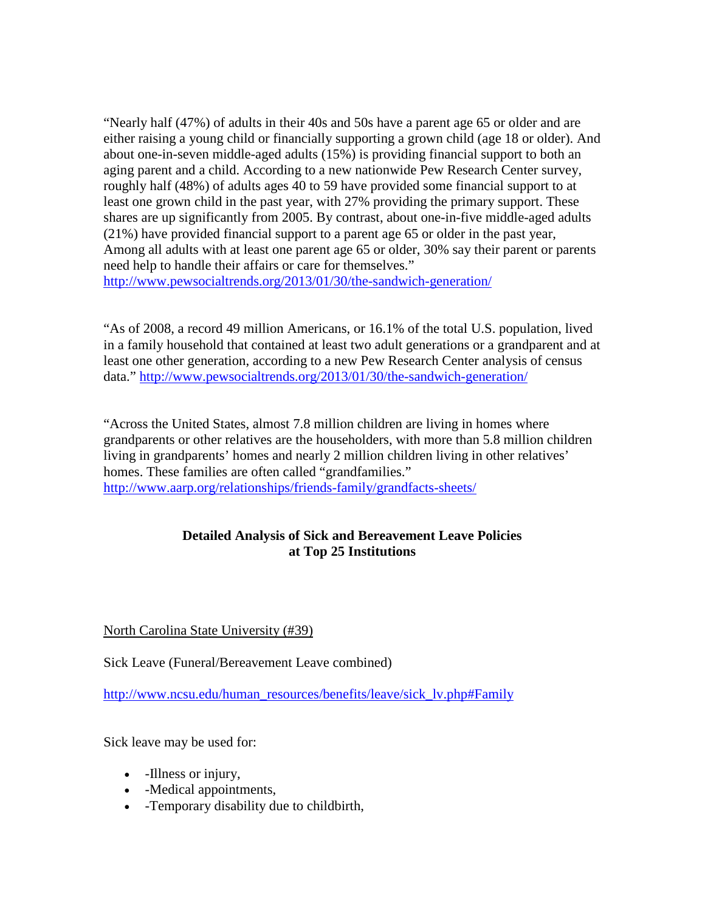“Nearly half (47%) of adults in their 40s and 50s have a parent age 65 or older and are either raising a young child or financially supporting a grown child (age 18 or older). And about one-in-seven middle-aged adults (15%) is providing financial support to both an aging parent and a child. According to a new nationwide Pew Research Center survey, roughly half (48%) of adults ages 40 to 59 have provided some financial support to at least one grown child in the past year, with 27% providing the primary support. These shares are up significantly from 2005. By contrast, about one-in-five middle-aged adults (21%) have provided financial support to a parent age 65 or older in the past year, Among all adults with at least one parent age 65 or older, 30% say their parent or parents need help to handle their affairs or care for themselves.”
http://www.pewsocialtrends.org/2013/01/30/the-sandwich-generation/

“As of 2008, a record 49 million Americans, or 16.1% of the total U.S. population, lived in a family household that contained at least two adult generations or a grandparent and at least one other generation, according to a new Pew Research Center analysis of census data.” http://www.pewsocialtrends.org/2013/01/30/the-sandwich-generation/

“Across the United States, almost 7.8 million children are living in homes where grandparents or other relatives are the householders, with more than 5.8 million children living in grandparents’ homes and nearly 2 million children living in other relatives’ homes. These families are often called “grandfamilies.”
http://www.aarp.org/relationships/friends-family/grandfacts-sheets/

## Detailed Analysis of Sick and Bereavement Leave Policies at Top 25 Institutions

North Carolina State University (#39)

Sick Leave (Funeral/Bereavement Leave combined)

http://www.ncsu.edu/human_resources/benefits/leave/sick_lv.php#Family

Sick leave may be used for:

- -Illness or injury,
- -Medical appointments,
- -Temporary disability due to childbirth,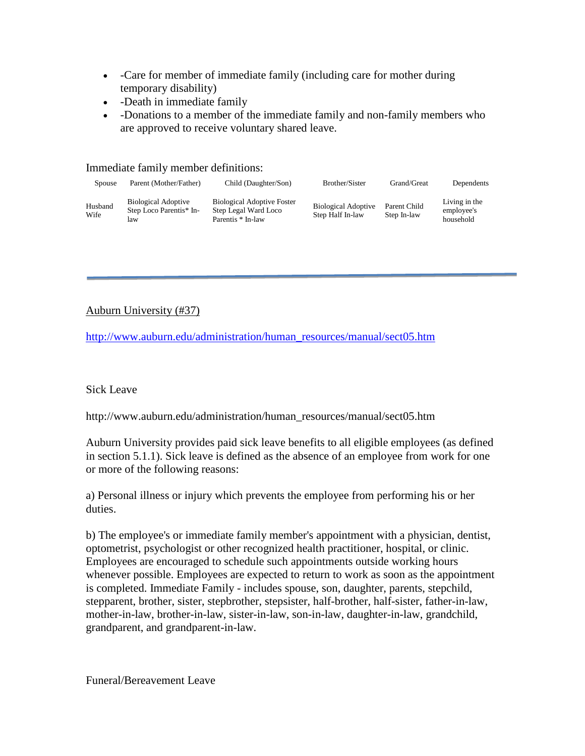- -Care for member of immediate family (including care for mother during temporary disability)
- -Death in immediate family
- -Donations to a member of the immediate family and non-family members who are approved to receive voluntary shared leave.

Immediate family member definitions:

| Spouse | Parent (Mother/Father) | Child (Daughter/Son) | Brother/Sister | Grand/Great | Dependents |
|---|---|---|---|---|---|
| Husband Wife | Biological Adoptive Step Loco Parentis* In-law | Biological Adoptive Foster Step Legal Ward Loco Parentis * In-law | Biological Adoptive Step Half In-law | Parent Child Step In-law | Living in the employee's household |

---

Auburn University (#37)

http://www.auburn.edu/administration/human_resources/manual/sect05.htm

Sick Leave

http://www.auburn.edu/administration/human_resources/manual/sect05.htm

Auburn University provides paid sick leave benefits to all eligible employees (as defined in section 5.1.1). Sick leave is defined as the absence of an employee from work for one or more of the following reasons:

a) Personal illness or injury which prevents the employee from performing his or her duties.

b) The employee's or immediate family member's appointment with a physician, dentist, optometrist, psychologist or other recognized health practitioner, hospital, or clinic. Employees are encouraged to schedule such appointments outside working hours whenever possible. Employees are expected to return to work as soon as the appointment is completed. Immediate Family - includes spouse, son, daughter, parents, stepchild, stepparent, brother, sister, stepbrother, stepsister, half-brother, half-sister, father-in-law, mother-in-law, brother-in-law, sister-in-law, son-in-law, daughter-in-law, grandchild, grandparent, and grandparent-in-law.

Funeral/Bereavement Leave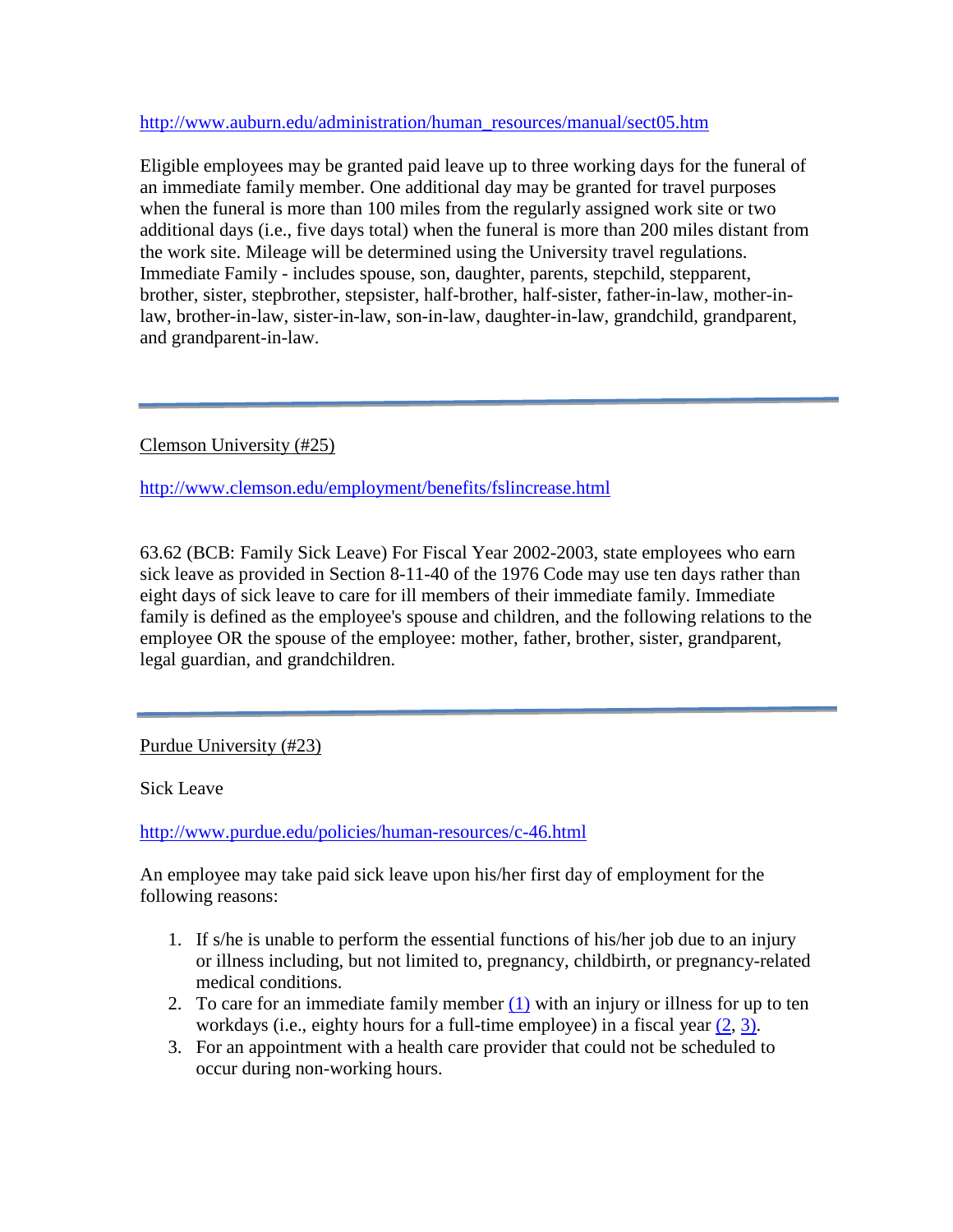http://www.auburn.edu/administration/human_resources/manual/sect05.htm

Eligible employees may be granted paid leave up to three working days for the funeral of an immediate family member. One additional day may be granted for travel purposes when the funeral is more than 100 miles from the regularly assigned work site or two additional days (i.e., five days total) when the funeral is more than 200 miles distant from the work site. Mileage will be determined using the University travel regulations. Immediate Family - includes spouse, son, daughter, parents, stepchild, stepparent, brother, sister, stepbrother, stepsister, half-brother, half-sister, father-in-law, mother-in-law, brother-in-law, sister-in-law, son-in-law, daughter-in-law, grandchild, grandparent, and grandparent-in-law.

---

Clemson University (#25)

http://www.clemson.edu/employment/benefits/fslincrease.html

63.62 (BCB: Family Sick Leave) For Fiscal Year 2002-2003, state employees who earn sick leave as provided in Section 8-11-40 of the 1976 Code may use ten days rather than eight days of sick leave to care for ill members of their immediate family. Immediate family is defined as the employee's spouse and children, and the following relations to the employee OR the spouse of the employee: mother, father, brother, sister, grandparent, legal guardian, and grandchildren.

---

Purdue University (#23)

Sick Leave

http://www.purdue.edu/policies/human-resources/c-46.html

An employee may take paid sick leave upon his/her first day of employment for the following reasons:

1. If s/he is unable to perform the essential functions of his/her job due to an injury or illness including, but not limited to, pregnancy, childbirth, or pregnancy-related medical conditions.
2. To care for an immediate family member (1) with an injury or illness for up to ten workdays (i.e., eighty hours for a full-time employee) in a fiscal year (2, 3).
3. For an appointment with a health care provider that could not be scheduled to occur during non-working hours.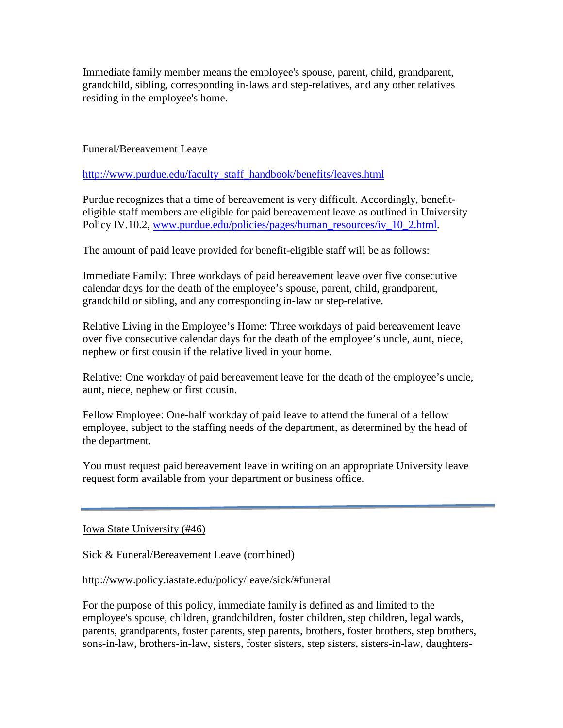Immediate family member means the employee's spouse, parent, child, grandparent, grandchild, sibling, corresponding in-laws and step-relatives, and any other relatives residing in the employee's home.

Funeral/Bereavement Leave

[http://www.purdue.edu/faculty_staff_handbook/benefits/leaves.html](http://www.purdue.edu/faculty_staff_handbook/benefits/leaves.html)

Purdue recognizes that a time of bereavement is very difficult. Accordingly, benefit-eligible staff members are eligible for paid bereavement leave as outlined in University Policy IV.10.2, [www.purdue.edu/policies/pages/human_resources/iv_10_2.html](www.purdue.edu/policies/pages/human_resources/iv_10_2.html).

The amount of paid leave provided for benefit-eligible staff will be as follows:

Immediate Family: Three workdays of paid bereavement leave over five consecutive calendar days for the death of the employee's spouse, parent, child, grandparent, grandchild or sibling, and any corresponding in-law or step-relative.

Relative Living in the Employee's Home: Three workdays of paid bereavement leave over five consecutive calendar days for the death of the employee's uncle, aunt, niece, nephew or first cousin if the relative lived in your home.

Relative: One workday of paid bereavement leave for the death of the employee's uncle, aunt, niece, nephew or first cousin.

Fellow Employee: One-half workday of paid leave to attend the funeral of a fellow employee, subject to the staffing needs of the department, as determined by the head of the department.

You must request paid bereavement leave in writing on an appropriate University leave request form available from your department or business office.

---

Iowa State University (#46)

Sick & Funeral/Bereavement Leave (combined)

http://www.policy.iastate.edu/policy/leave/sick/#funeral

For the purpose of this policy, immediate family is defined as and limited to the employee's spouse, children, grandchildren, foster children, step children, legal wards, parents, grandparents, foster parents, step parents, brothers, foster brothers, step brothers, sons-in-law, brothers-in-law, sisters, foster sisters, step sisters, sisters-in-law, daughters-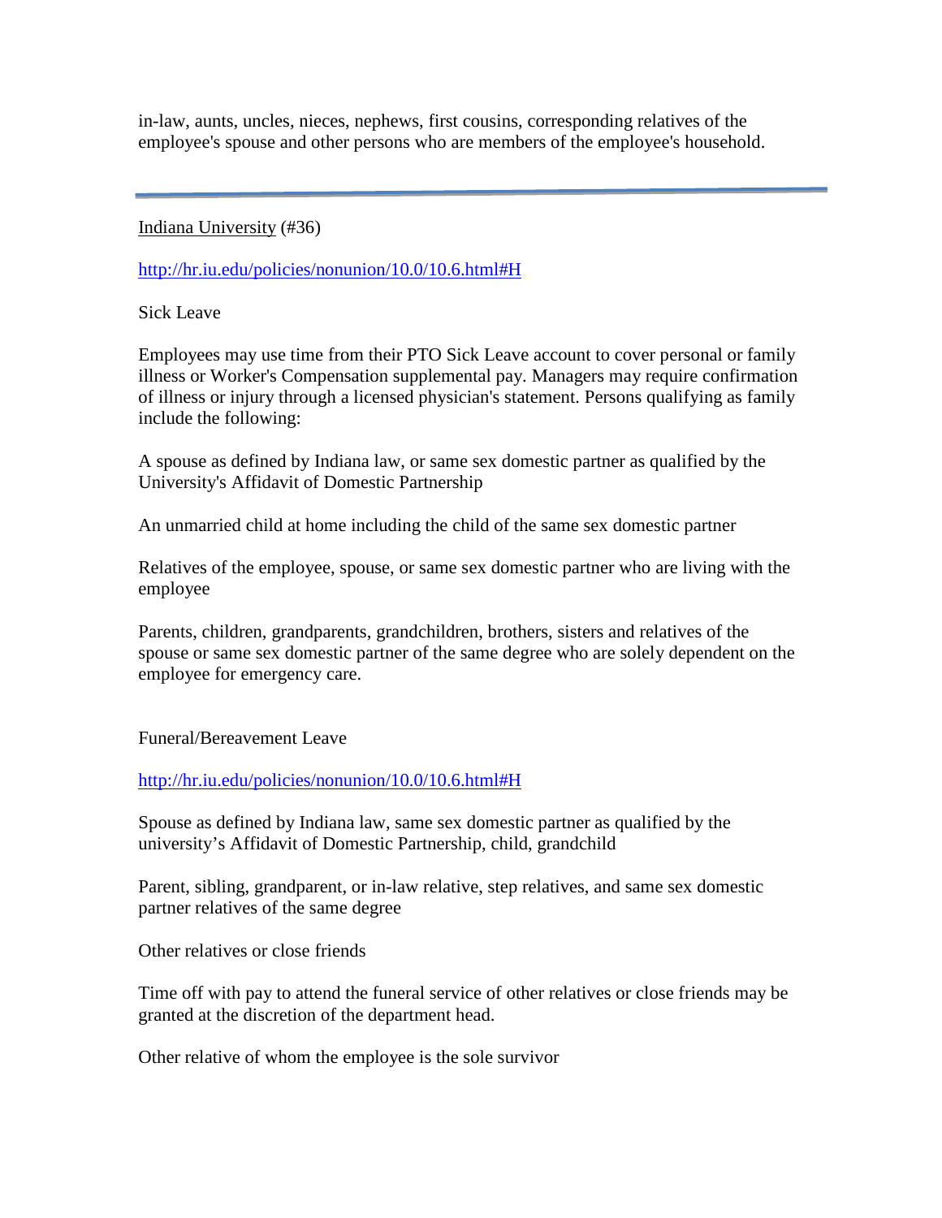in-law, aunts, uncles, nieces, nephews, first cousins, corresponding relatives of the employee's spouse and other persons who are members of the employee's household.

---

Indiana University (#36)

http://hr.iu.edu/policies/nonunion/10.0/10.6.html#H

Sick Leave

Employees may use time from their PTO Sick Leave account to cover personal or family illness or Worker's Compensation supplemental pay. Managers may require confirmation of illness or injury through a licensed physician's statement. Persons qualifying as family include the following:

A spouse as defined by Indiana law, or same sex domestic partner as qualified by the University's Affidavit of Domestic Partnership

An unmarried child at home including the child of the same sex domestic partner

Relatives of the employee, spouse, or same sex domestic partner who are living with the employee

Parents, children, grandparents, grandchildren, brothers, sisters and relatives of the spouse or same sex domestic partner of the same degree who are solely dependent on the employee for emergency care.

Funeral/Bereavement Leave

http://hr.iu.edu/policies/nonunion/10.0/10.6.html#H

Spouse as defined by Indiana law, same sex domestic partner as qualified by the university's Affidavit of Domestic Partnership, child, grandchild

Parent, sibling, grandparent, or in-law relative, step relatives, and same sex domestic partner relatives of the same degree

Other relatives or close friends

Time off with pay to attend the funeral service of other relatives or close friends may be granted at the discretion of the department head.

Other relative of whom the employee is the sole survivor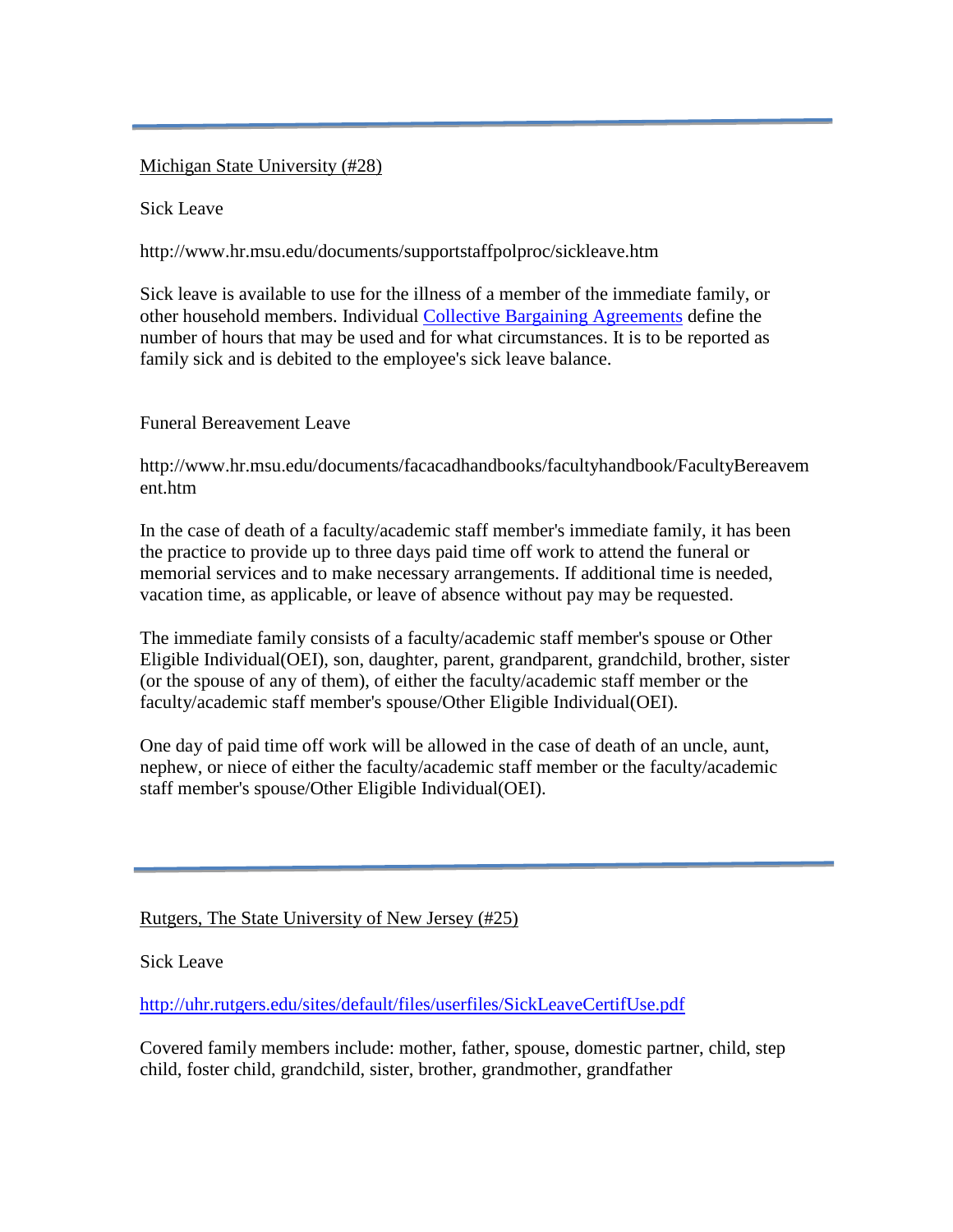---

Michigan State University (#28)

Sick Leave

http://www.hr.msu.edu/documents/supportstaffpolproc/sickleave.htm

Sick leave is available to use for the illness of a member of the immediate family, or other household members. Individual [Collective Bargaining Agreements]() define the number of hours that may be used and for what circumstances. It is to be reported as family sick and is debited to the employee's sick leave balance.

Funeral Bereavement Leave

http://www.hr.msu.edu/documents/facacadhandbooks/facultyhandbook/FacultyBereavement.htm

In the case of death of a faculty/academic staff member's immediate family, it has been the practice to provide up to three days paid time off work to attend the funeral or memorial services and to make necessary arrangements. If additional time is needed, vacation time, as applicable, or leave of absence without pay may be requested.

The immediate family consists of a faculty/academic staff member's spouse or Other Eligible Individual(OEI), son, daughter, parent, grandparent, grandchild, brother, sister (or the spouse of any of them), of either the faculty/academic staff member or the faculty/academic staff member's spouse/Other Eligible Individual(OEI).

One day of paid time off work will be allowed in the case of death of an uncle, aunt, nephew, or niece of either the faculty/academic staff member or the faculty/academic staff member's spouse/Other Eligible Individual(OEI).

---

Rutgers, The State University of New Jersey (#25)

Sick Leave

http://uhr.rutgers.edu/sites/default/files/userfiles/SickLeaveCertifUse.pdf

Covered family members include: mother, father, spouse, domestic partner, child, step child, foster child, grandchild, sister, brother, grandmother, grandfather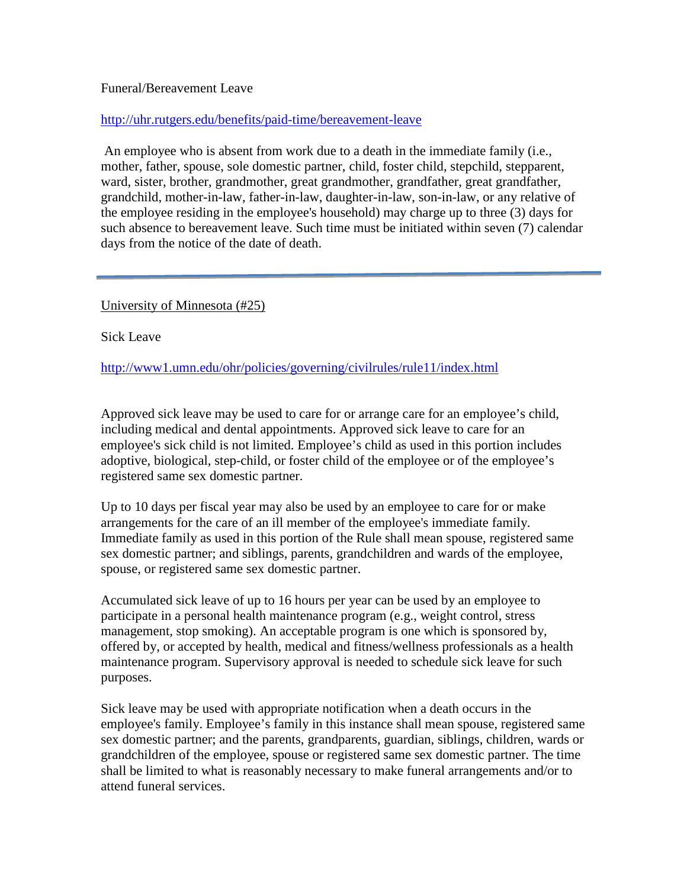Funeral/Bereavement Leave

http://uhr.rutgers.edu/benefits/paid-time/bereavement-leave

An employee who is absent from work due to a death in the immediate family (i.e., mother, father, spouse, sole domestic partner, child, foster child, stepchild, stepparent, ward, sister, brother, grandmother, great grandmother, grandfather, great grandfather, grandchild, mother-in-law, father-in-law, daughter-in-law, son-in-law, or any relative of the employee residing in the employee's household) may charge up to three (3) days for such absence to bereavement leave. Such time must be initiated within seven (7) calendar days from the notice of the date of death.

---

University of Minnesota (#25)

Sick Leave

http://www1.umn.edu/ohr/policies/governing/civilrules/rule11/index.html

Approved sick leave may be used to care for or arrange care for an employee's child, including medical and dental appointments. Approved sick leave to care for an employee's sick child is not limited. Employee's child as used in this portion includes adoptive, biological, step-child, or foster child of the employee or of the employee's registered same sex domestic partner.

Up to 10 days per fiscal year may also be used by an employee to care for or make arrangements for the care of an ill member of the employee's immediate family. Immediate family as used in this portion of the Rule shall mean spouse, registered same sex domestic partner; and siblings, parents, grandchildren and wards of the employee, spouse, or registered same sex domestic partner.

Accumulated sick leave of up to 16 hours per year can be used by an employee to participate in a personal health maintenance program (e.g., weight control, stress management, stop smoking). An acceptable program is one which is sponsored by, offered by, or accepted by health, medical and fitness/wellness professionals as a health maintenance program. Supervisory approval is needed to schedule sick leave for such purposes.

Sick leave may be used with appropriate notification when a death occurs in the employee's family. Employee's family in this instance shall mean spouse, registered same sex domestic partner; and the parents, grandparents, guardian, siblings, children, wards or grandchildren of the employee, spouse or registered same sex domestic partner. The time shall be limited to what is reasonably necessary to make funeral arrangements and/or to attend funeral services.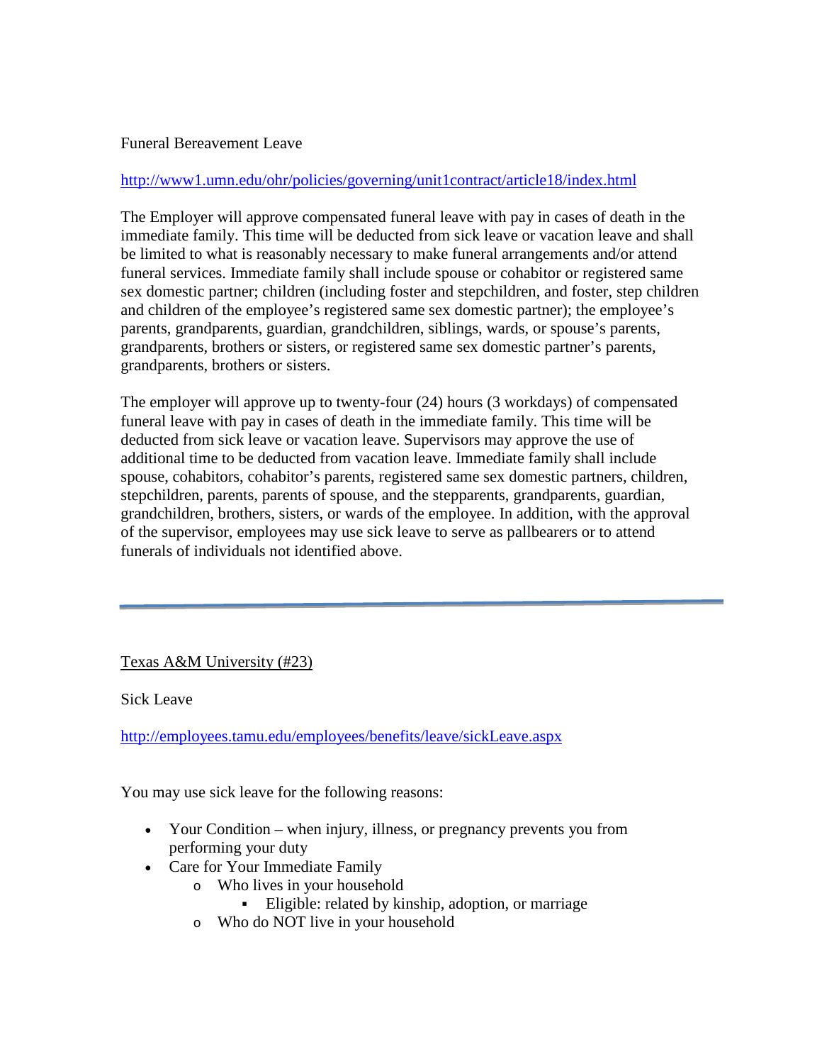Funeral Bereavement Leave

http://www1.umn.edu/ohr/policies/governing/unit1contract/article18/index.html

The Employer will approve compensated funeral leave with pay in cases of death in the immediate family. This time will be deducted from sick leave or vacation leave and shall be limited to what is reasonably necessary to make funeral arrangements and/or attend funeral services. Immediate family shall include spouse or cohabitor or registered same sex domestic partner; children (including foster and stepchildren, and foster, step children and children of the employee's registered same sex domestic partner); the employee's parents, grandparents, guardian, grandchildren, siblings, wards, or spouse's parents, grandparents, brothers or sisters, or registered same sex domestic partner's parents, grandparents, brothers or sisters.

The employer will approve up to twenty-four (24) hours (3 workdays) of compensated funeral leave with pay in cases of death in the immediate family. This time will be deducted from sick leave or vacation leave. Supervisors may approve the use of additional time to be deducted from vacation leave. Immediate family shall include spouse, cohabitors, cohabitor's parents, registered same sex domestic partners, children, stepchildren, parents, parents of spouse, and the stepparents, grandparents, guardian, grandchildren, brothers, sisters, or wards of the employee. In addition, with the approval of the supervisor, employees may use sick leave to serve as pallbearers or to attend funerals of individuals not identified above.

---

Texas A&M University (#23)

Sick Leave

http://employees.tamu.edu/employees/benefits/leave/sickLeave.aspx

You may use sick leave for the following reasons:

- Your Condition – when injury, illness, or pregnancy prevents you from performing your duty
- Care for Your Immediate Family
  - Who lives in your household
    - Eligible: related by kinship, adoption, or marriage
  - Who do NOT live in your household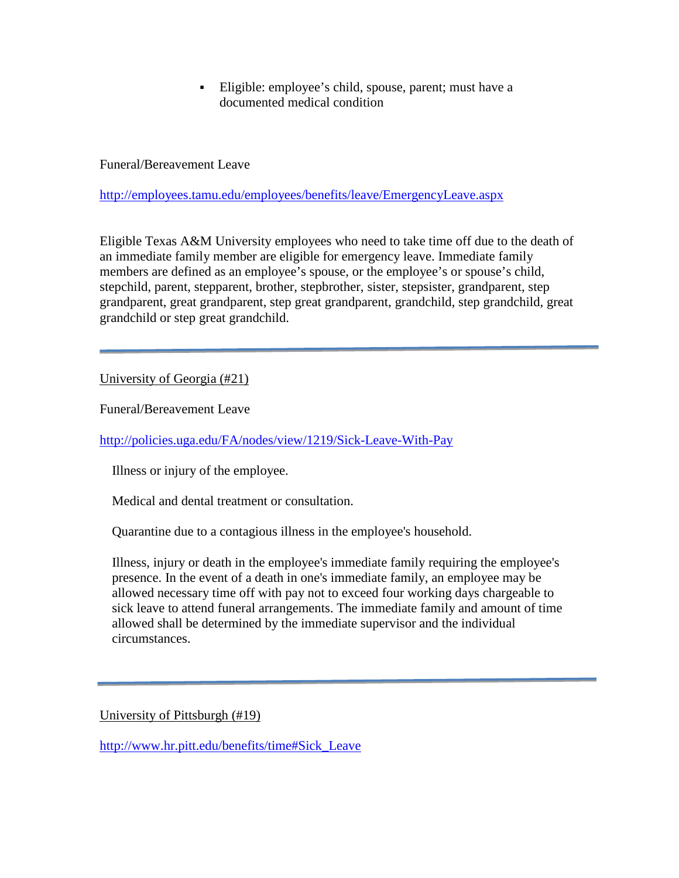- Eligible: employee’s child, spouse, parent; must have a documented medical condition

Funeral/Bereavement Leave

http://employees.tamu.edu/employees/benefits/leave/EmergencyLeave.aspx

Eligible Texas A&M University employees who need to take time off due to the death of an immediate family member are eligible for emergency leave. Immediate family members are defined as an employee’s spouse, or the employee’s or spouse’s child, stepchild, parent, stepparent, brother, stepbrother, sister, stepsister, grandparent, step grandparent, great grandparent, step great grandparent, grandchild, step grandchild, great grandchild or step great grandchild.

---

University of Georgia (#21)

Funeral/Bereavement Leave

http://policies.uga.edu/FA/nodes/view/1219/Sick-Leave-With-Pay

Illness or injury of the employee.

Medical and dental treatment or consultation.

Quarantine due to a contagious illness in the employee's household.

Illness, injury or death in the employee's immediate family requiring the employee's presence. In the event of a death in one's immediate family, an employee may be allowed necessary time off with pay not to exceed four working days chargeable to sick leave to attend funeral arrangements. The immediate family and amount of time allowed shall be determined by the immediate supervisor and the individual circumstances.

---

University of Pittsburgh (#19)

http://www.hr.pitt.edu/benefits/time#Sick_Leave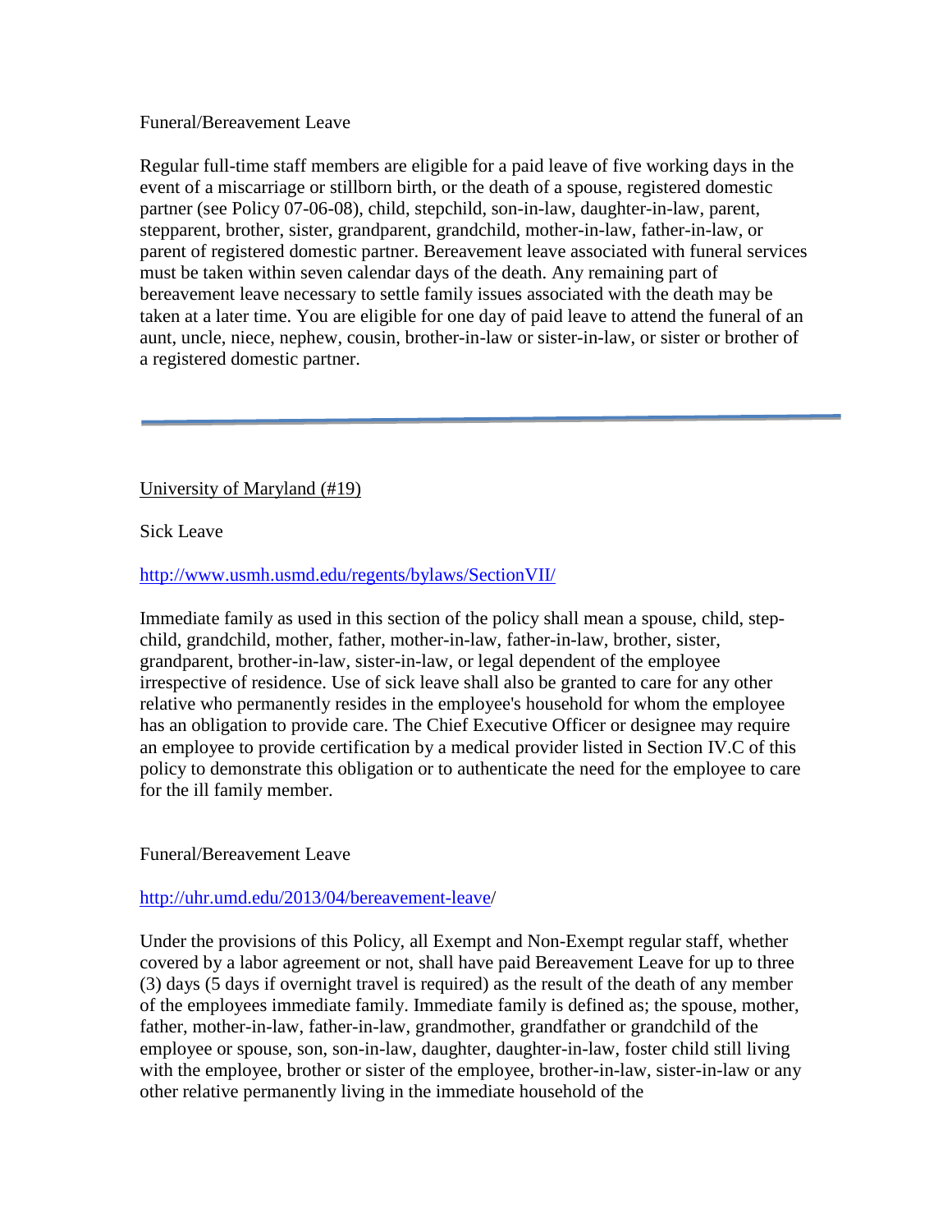Funeral/Bereavement Leave

Regular full-time staff members are eligible for a paid leave of five working days in the event of a miscarriage or stillborn birth, or the death of a spouse, registered domestic partner (see Policy 07-06-08), child, stepchild, son-in-law, daughter-in-law, parent, stepparent, brother, sister, grandparent, grandchild, mother-in-law, father-in-law, or parent of registered domestic partner. Bereavement leave associated with funeral services must be taken within seven calendar days of the death. Any remaining part of bereavement leave necessary to settle family issues associated with the death may be taken at a later time. You are eligible for one day of paid leave to attend the funeral of an aunt, uncle, niece, nephew, cousin, brother-in-law or sister-in-law, or sister or brother of a registered domestic partner.

---

University of Maryland (#19)

Sick Leave

http://www.usmh.usmd.edu/regents/bylaws/SectionVII/

Immediate family as used in this section of the policy shall mean a spouse, child, step-child, grandchild, mother, father, mother-in-law, father-in-law, brother, sister, grandparent, brother-in-law, sister-in-law, or legal dependent of the employee irrespective of residence. Use of sick leave shall also be granted to care for any other relative who permanently resides in the employee's household for whom the employee has an obligation to provide care. The Chief Executive Officer or designee may require an employee to provide certification by a medical provider listed in Section IV.C of this policy to demonstrate this obligation or to authenticate the need for the employee to care for the ill family member.

Funeral/Bereavement Leave

http://uhr.umd.edu/2013/04/bereavement-leave/

Under the provisions of this Policy, all Exempt and Non-Exempt regular staff, whether covered by a labor agreement or not, shall have paid Bereavement Leave for up to three (3) days (5 days if overnight travel is required) as the result of the death of any member of the employees immediate family. Immediate family is defined as; the spouse, mother, father, mother-in-law, father-in-law, grandmother, grandfather or grandchild of the employee or spouse, son, son-in-law, daughter, daughter-in-law, foster child still living with the employee, brother or sister of the employee, brother-in-law, sister-in-law or any other relative permanently living in the immediate household of the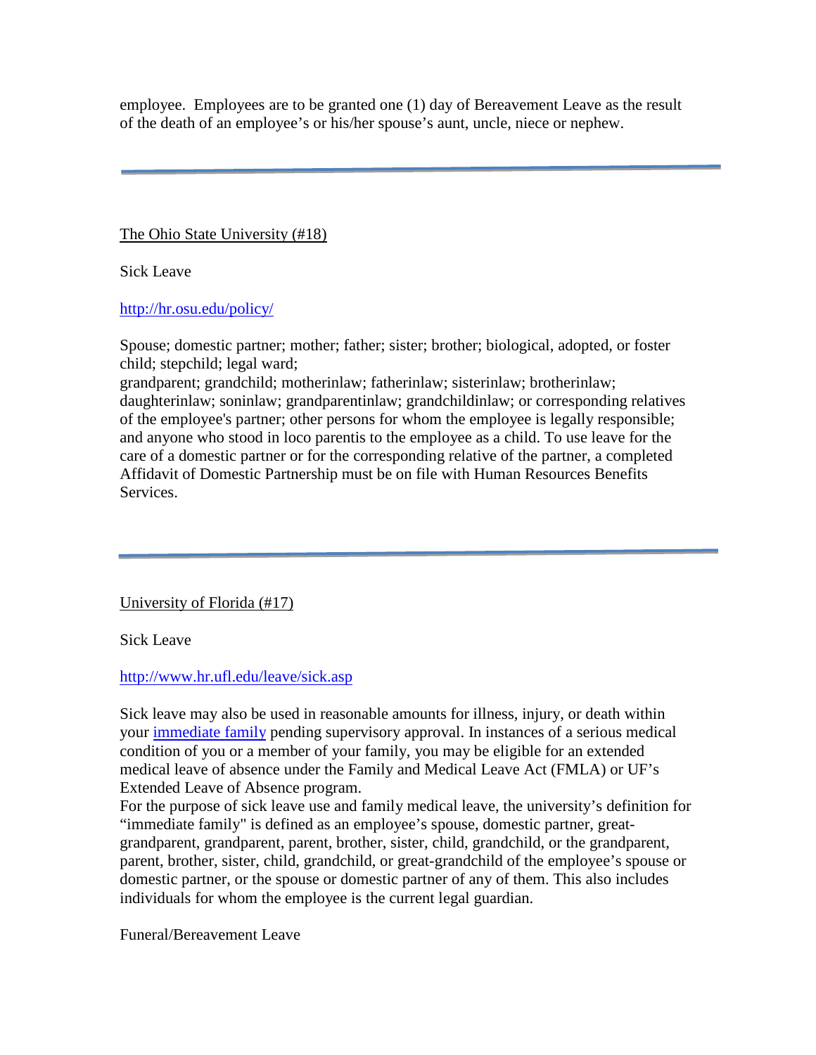employee. Employees are to be granted one (1) day of Bereavement Leave as the result of the death of an employee's or his/her spouse's aunt, uncle, niece or nephew.

---

The Ohio State University (#18)

Sick Leave

http://hr.osu.edu/policy/

Spouse; domestic partner; mother; father; sister; brother; biological, adopted, or foster child; stepchild; legal ward;
grandparent; grandchild; motherinlaw; fatherinlaw; sisterinlaw; brotherinlaw; daughterinlaw; soninlaw; grandparentinlaw; grandchildinlaw; or corresponding relatives of the employee's partner; other persons for whom the employee is legally responsible; and anyone who stood in loco parentis to the employee as a child. To use leave for the care of a domestic partner or for the corresponding relative of the partner, a completed Affidavit of Domestic Partnership must be on file with Human Resources Benefits Services.

---

University of Florida (#17)

Sick Leave

http://www.hr.ufl.edu/leave/sick.asp

Sick leave may also be used in reasonable amounts for illness, injury, or death within your immediate family pending supervisory approval. In instances of a serious medical condition of you or a member of your family, you may be eligible for an extended medical leave of absence under the Family and Medical Leave Act (FMLA) or UF's Extended Leave of Absence program.
For the purpose of sick leave use and family medical leave, the university's definition for "immediate family" is defined as an employee's spouse, domestic partner, great-grandparent, grandparent, parent, brother, sister, child, grandchild, or the grandparent, parent, brother, sister, child, grandchild, or great-grandchild of the employee's spouse or domestic partner, or the spouse or domestic partner of any of them. This also includes individuals for whom the employee is the current legal guardian.

Funeral/Bereavement Leave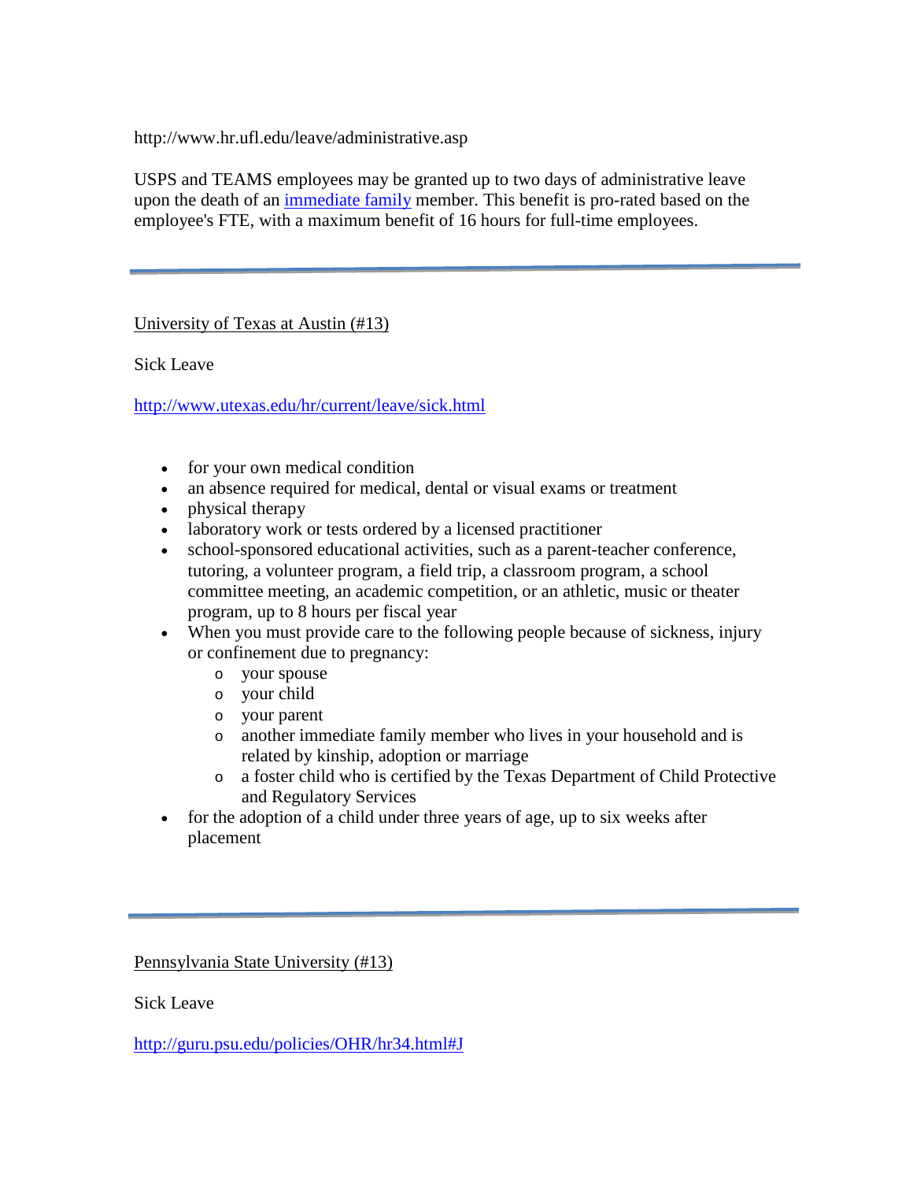http://www.hr.ufl.edu/leave/administrative.asp

USPS and TEAMS employees may be granted up to two days of administrative leave upon the death of an immediate family member. This benefit is pro-rated based on the employee's FTE, with a maximum benefit of 16 hours for full-time employees.

---

University of Texas at Austin (#13)

Sick Leave

http://www.utexas.edu/hr/current/leave/sick.html

- for your own medical condition
- an absence required for medical, dental or visual exams or treatment
- physical therapy
- laboratory work or tests ordered by a licensed practitioner
- school-sponsored educational activities, such as a parent-teacher conference, tutoring, a volunteer program, a field trip, a classroom program, a school committee meeting, an academic competition, or an athletic, music or theater program, up to 8 hours per fiscal year
- When you must provide care to the following people because of sickness, injury or confinement due to pregnancy:
    - your spouse
    - your child
    - your parent
    - another immediate family member who lives in your household and is related by kinship, adoption or marriage
    - a foster child who is certified by the Texas Department of Child Protective and Regulatory Services
- for the adoption of a child under three years of age, up to six weeks after placement

---

Pennsylvania State University (#13)

Sick Leave

http://guru.psu.edu/policies/OHR/hr34.html#J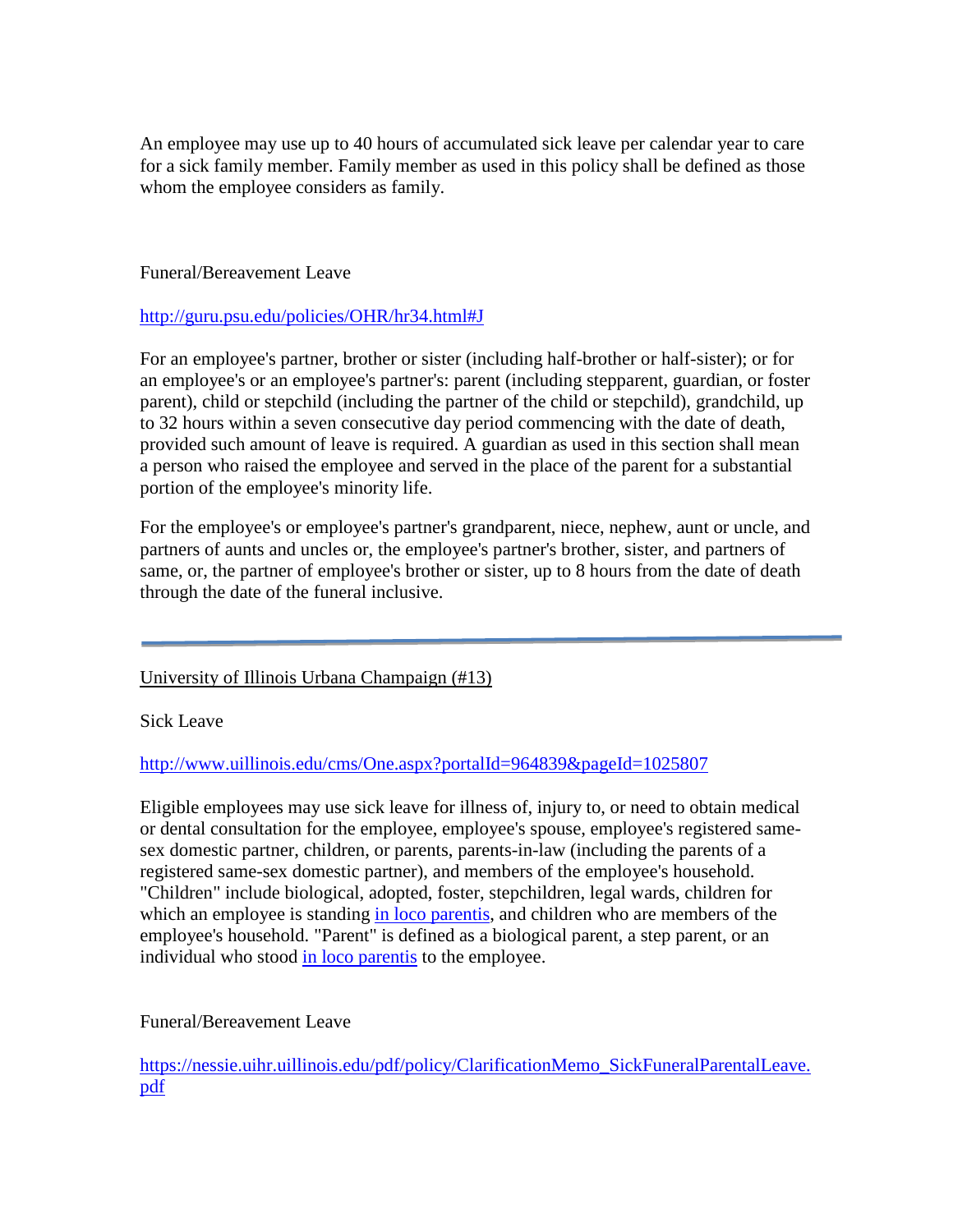An employee may use up to 40 hours of accumulated sick leave per calendar year to care for a sick family member. Family member as used in this policy shall be defined as those whom the employee considers as family.

Funeral/Bereavement Leave

[http://guru.psu.edu/policies/OHR/hr34.html#J](http://guru.psu.edu/policies/OHR/hr34.html#J)

For an employee's partner, brother or sister (including half-brother or half-sister); or for an employee's or an employee's partner's: parent (including stepparent, guardian, or foster parent), child or stepchild (including the partner of the child or stepchild), grandchild, up to 32 hours within a seven consecutive day period commencing with the date of death, provided such amount of leave is required. A guardian as used in this section shall mean a person who raised the employee and served in the place of the parent for a substantial portion of the employee's minority life.

For the employee's or employee's partner's grandparent, niece, nephew, aunt or uncle, and partners of aunts and uncles or, the employee's partner's brother, sister, and partners of same, or, the partner of employee's brother or sister, up to 8 hours from the date of death through the date of the funeral inclusive.

---

University of Illinois Urbana Champaign (#13)

Sick Leave

[http://www.uillinois.edu/cms/One.aspx?portalId=964839&pageId=1025807](http://www.uillinois.edu/cms/One.aspx?portalId=964839&pageId=1025807)

Eligible employees may use sick leave for illness of, injury to, or need to obtain medical or dental consultation for the employee, employee's spouse, employee's registered same-sex domestic partner, children, or parents, parents-in-law (including the parents of a registered same-sex domestic partner), and members of the employee's household. "Children" include biological, adopted, foster, stepchildren, legal wards, children for which an employee is standing in loco parentis, and children who are members of the employee's household. "Parent" is defined as a biological parent, a step parent, or an individual who stood in loco parentis to the employee.

Funeral/Bereavement Leave

[https://nessie.uihr.uillinois.edu/pdf/policy/ClarificationMemo_SickFuneralParentalLeave.pdf](https://nessie.uihr.uillinois.edu/pdf/policy/ClarificationMemo_SickFuneralParentalLeave.pdf)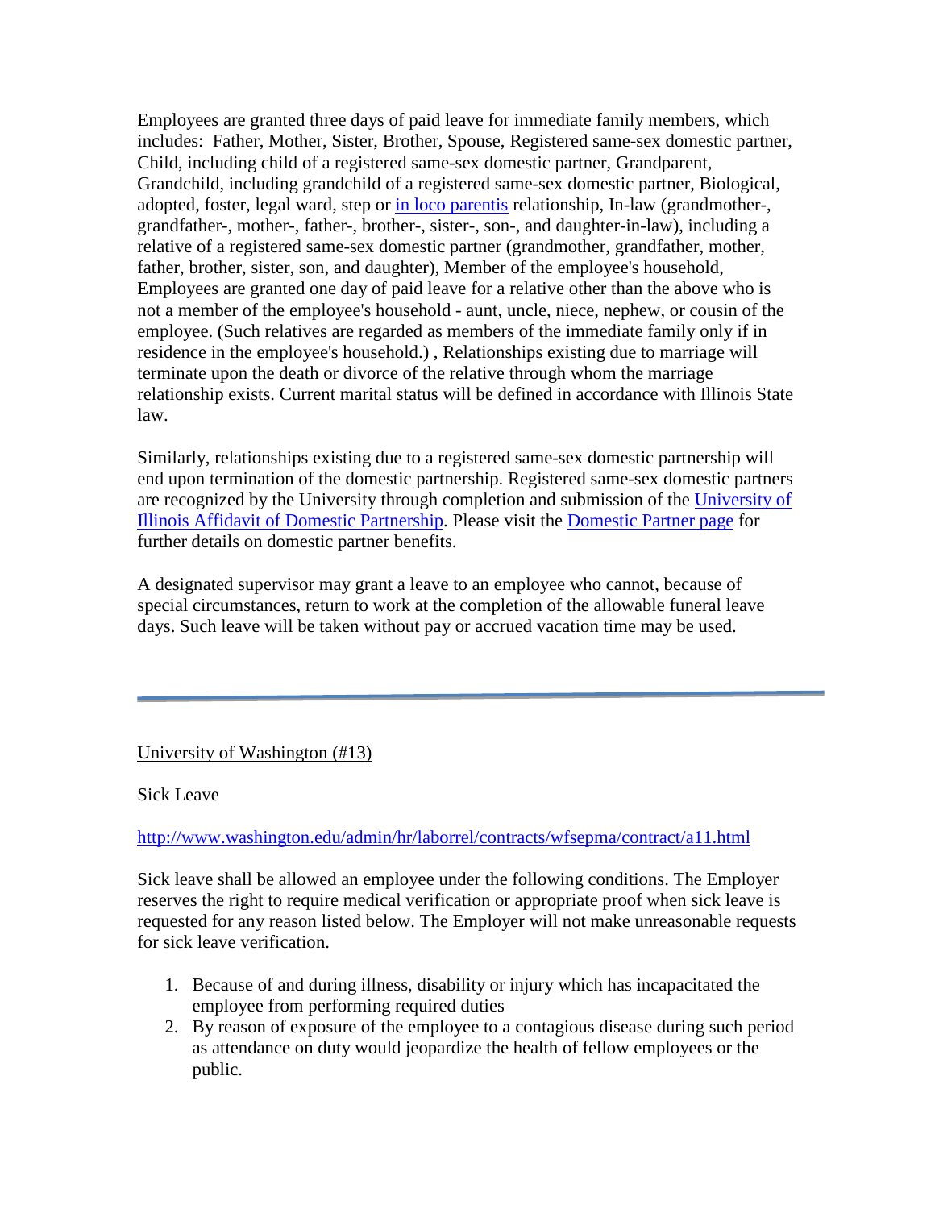Employees are granted three days of paid leave for immediate family members, which includes: Father, Mother, Sister, Brother, Spouse, Registered same-sex domestic partner, Child, including child of a registered same-sex domestic partner, Grandparent, Grandchild, including grandchild of a registered same-sex domestic partner, Biological, adopted, foster, legal ward, step or [in loco parentis](#) relationship, In-law (grandmother-, grandfather-, mother-, father-, brother-, sister-, son-, and daughter-in-law), including a relative of a registered same-sex domestic partner (grandmother, grandfather, mother, father, brother, sister, son, and daughter), Member of the employee's household, Employees are granted one day of paid leave for a relative other than the above who is not a member of the employee's household - aunt, uncle, niece, nephew, or cousin of the employee. (Such relatives are regarded as members of the immediate family only if in residence in the employee's household.) , Relationships existing due to marriage will terminate upon the death or divorce of the relative through whom the marriage relationship exists. Current marital status will be defined in accordance with Illinois State law.

Similarly, relationships existing due to a registered same-sex domestic partnership will end upon termination of the domestic partnership. Registered same-sex domestic partners are recognized by the University through completion and submission of the [University of Illinois Affidavit of Domestic Partnership](#). Please visit the [Domestic Partner page](#) for further details on domestic partner benefits.

A designated supervisor may grant a leave to an employee who cannot, because of special circumstances, return to work at the completion of the allowable funeral leave days. Such leave will be taken without pay or accrued vacation time may be used.

---

University of Washington (#13)

Sick Leave

http://www.washington.edu/admin/hr/laborrel/contracts/wfsepma/contract/a11.html

Sick leave shall be allowed an employee under the following conditions. The Employer reserves the right to require medical verification or appropriate proof when sick leave is requested for any reason listed below. The Employer will not make unreasonable requests for sick leave verification.

1. Because of and during illness, disability or injury which has incapacitated the employee from performing required duties
2. By reason of exposure of the employee to a contagious disease during such period as attendance on duty would jeopardize the health of fellow employees or the public.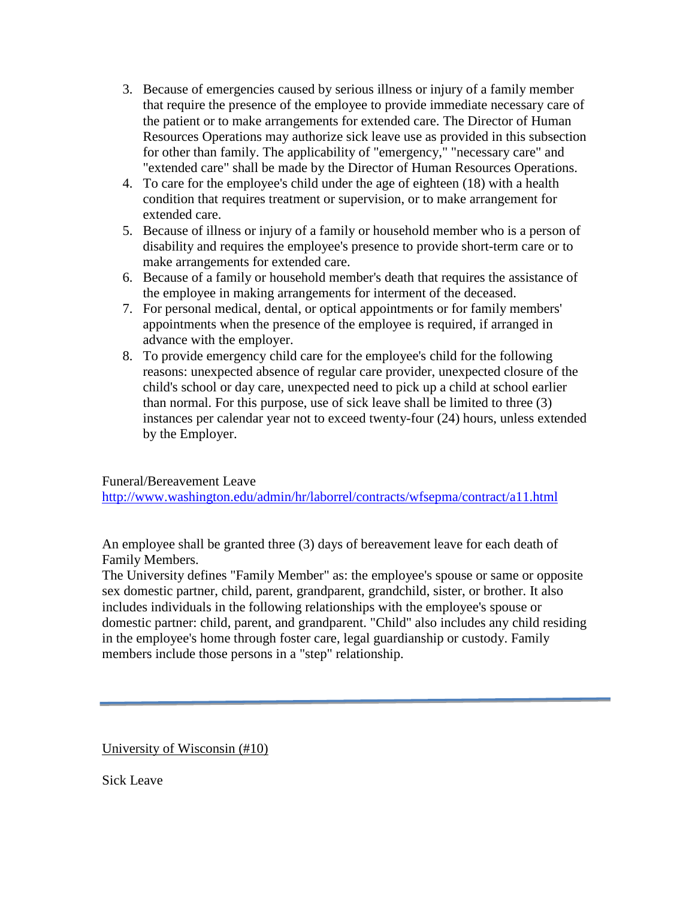3. Because of emergencies caused by serious illness or injury of a family member that require the presence of the employee to provide immediate necessary care of the patient or to make arrangements for extended care. The Director of Human Resources Operations may authorize sick leave use as provided in this subsection for other than family. The applicability of "emergency," "necessary care" and "extended care" shall be made by the Director of Human Resources Operations.
4. To care for the employee's child under the age of eighteen (18) with a health condition that requires treatment or supervision, or to make arrangement for extended care.
5. Because of illness or injury of a family or household member who is a person of disability and requires the employee's presence to provide short-term care or to make arrangements for extended care.
6. Because of a family or household member's death that requires the assistance of the employee in making arrangements for interment of the deceased.
7. For personal medical, dental, or optical appointments or for family members' appointments when the presence of the employee is required, if arranged in advance with the employer.
8. To provide emergency child care for the employee's child for the following reasons: unexpected absence of regular care provider, unexpected closure of the child's school or day care, unexpected need to pick up a child at school earlier than normal. For this purpose, use of sick leave shall be limited to three (3) instances per calendar year not to exceed twenty-four (24) hours, unless extended by the Employer.

Funeral/Bereavement Leave
[http://www.washington.edu/admin/hr/laborrel/contracts/wfsepma/contract/a11.html](http://www.washington.edu/admin/hr/laborrel/contracts/wfsepma/contract/a11.html)

An employee shall be granted three (3) days of bereavement leave for each death of Family Members.
The University defines "Family Member" as: the employee's spouse or same or opposite sex domestic partner, child, parent, grandparent, grandchild, sister, or brother. It also includes individuals in the following relationships with the employee's spouse or domestic partner: child, parent, and grandparent. "Child" also includes any child residing in the employee's home through foster care, legal guardianship or custody. Family members include those persons in a "step" relationship.

---

University of Wisconsin (#10)

Sick Leave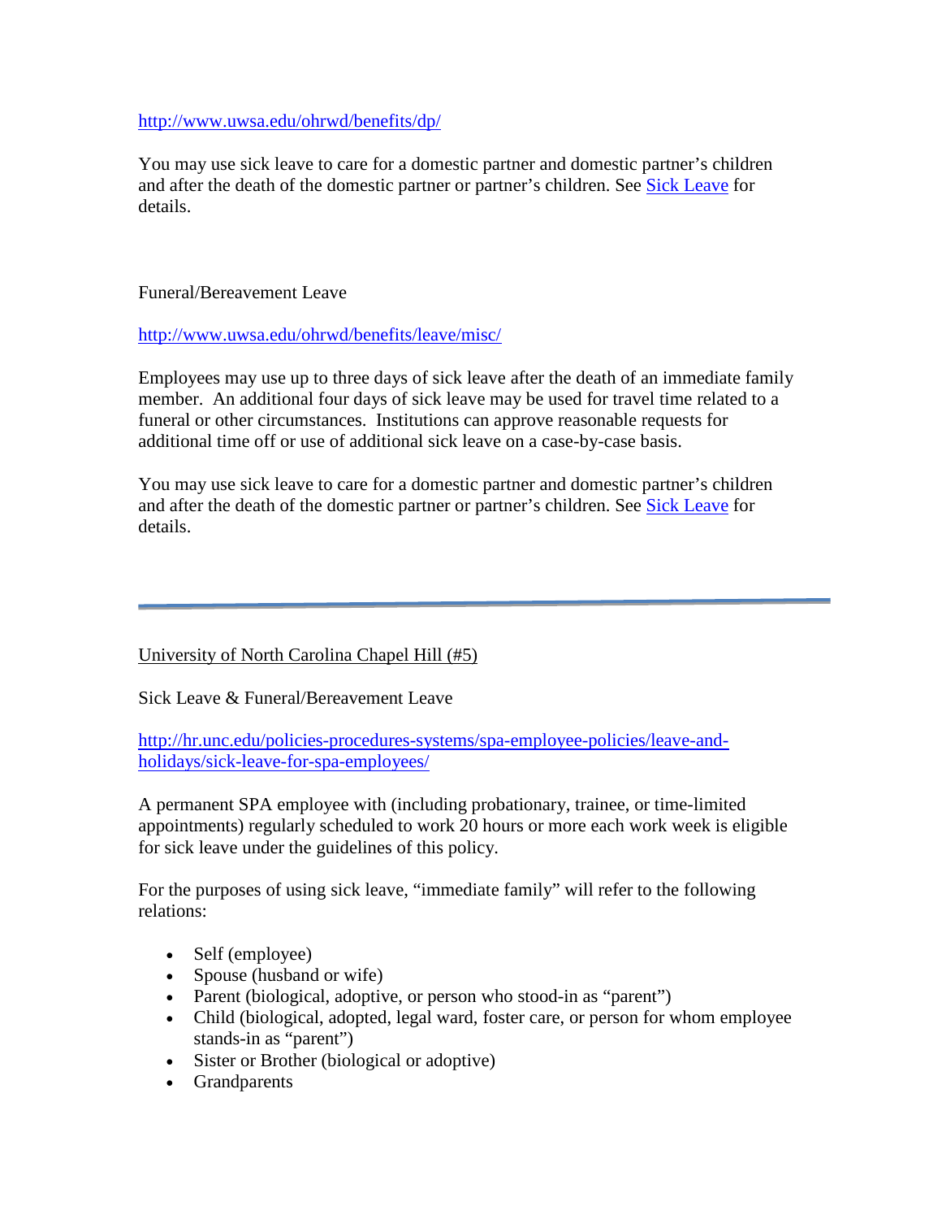http://www.uwsa.edu/ohrwd/benefits/dp/

You may use sick leave to care for a domestic partner and domestic partner's children and after the death of the domestic partner or partner's children. See Sick Leave for details.

Funeral/Bereavement Leave

http://www.uwsa.edu/ohrwd/benefits/leave/misc/

Employees may use up to three days of sick leave after the death of an immediate family member. An additional four days of sick leave may be used for travel time related to a funeral or other circumstances. Institutions can approve reasonable requests for additional time off or use of additional sick leave on a case-by-case basis.

You may use sick leave to care for a domestic partner and domestic partner's children and after the death of the domestic partner or partner's children. See Sick Leave for details.

---

University of North Carolina Chapel Hill (#5)

Sick Leave & Funeral/Bereavement Leave

http://hr.unc.edu/policies-procedures-systems/spa-employee-policies/leave-and-holidays/sick-leave-for-spa-employees/

A permanent SPA employee with (including probationary, trainee, or time-limited appointments) regularly scheduled to work 20 hours or more each work week is eligible for sick leave under the guidelines of this policy.

For the purposes of using sick leave, "immediate family" will refer to the following relations:

- Self (employee)
- Spouse (husband or wife)
- Parent (biological, adoptive, or person who stood-in as "parent")
- Child (biological, adopted, legal ward, foster care, or person for whom employee stands-in as "parent")
- Sister or Brother (biological or adoptive)
- Grandparents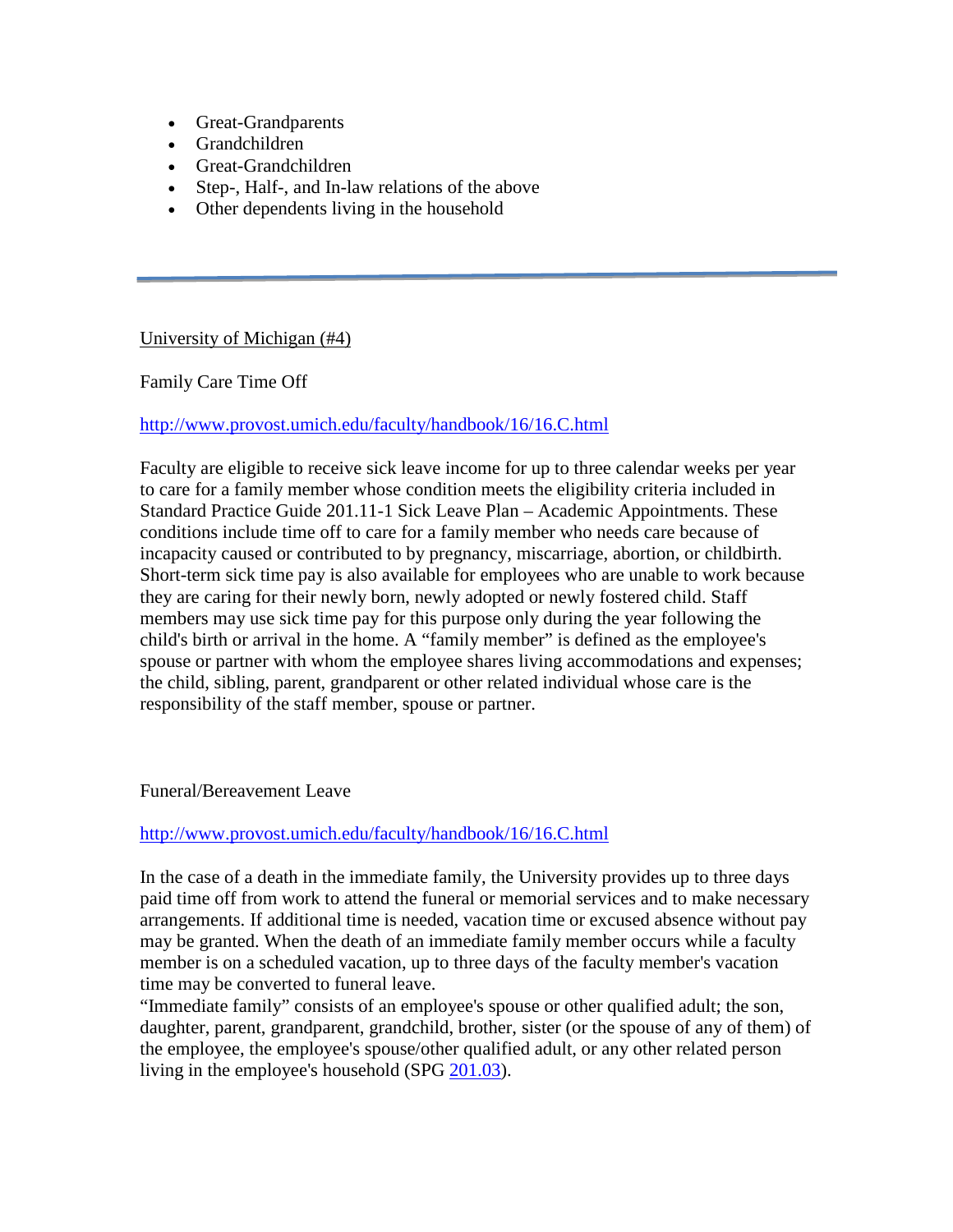- Great-Grandparents
- Grandchildren
- Great-Grandchildren
- Step-, Half-, and In-law relations of the above
- Other dependents living in the household

---

University of Michigan (#4)

Family Care Time Off

http://www.provost.umich.edu/faculty/handbook/16/16.C.html

Faculty are eligible to receive sick leave income for up to three calendar weeks per year to care for a family member whose condition meets the eligibility criteria included in Standard Practice Guide 201.11-1 Sick Leave Plan – Academic Appointments. These conditions include time off to care for a family member who needs care because of incapacity caused or contributed to by pregnancy, miscarriage, abortion, or childbirth. Short-term sick time pay is also available for employees who are unable to work because they are caring for their newly born, newly adopted or newly fostered child. Staff members may use sick time pay for this purpose only during the year following the child's birth or arrival in the home. A "family member" is defined as the employee's spouse or partner with whom the employee shares living accommodations and expenses; the child, sibling, parent, grandparent or other related individual whose care is the responsibility of the staff member, spouse or partner.

Funeral/Bereavement Leave

http://www.provost.umich.edu/faculty/handbook/16/16.C.html

In the case of a death in the immediate family, the University provides up to three days paid time off from work to attend the funeral or memorial services and to make necessary arrangements. If additional time is needed, vacation time or excused absence without pay may be granted. When the death of an immediate family member occurs while a faculty member is on a scheduled vacation, up to three days of the faculty member's vacation time may be converted to funeral leave.
"Immediate family" consists of an employee's spouse or other qualified adult; the son, daughter, parent, grandparent, grandchild, brother, sister (or the spouse of any of them) of the employee, the employee's spouse/other qualified adult, or any other related person living in the employee's household (SPG 201.03).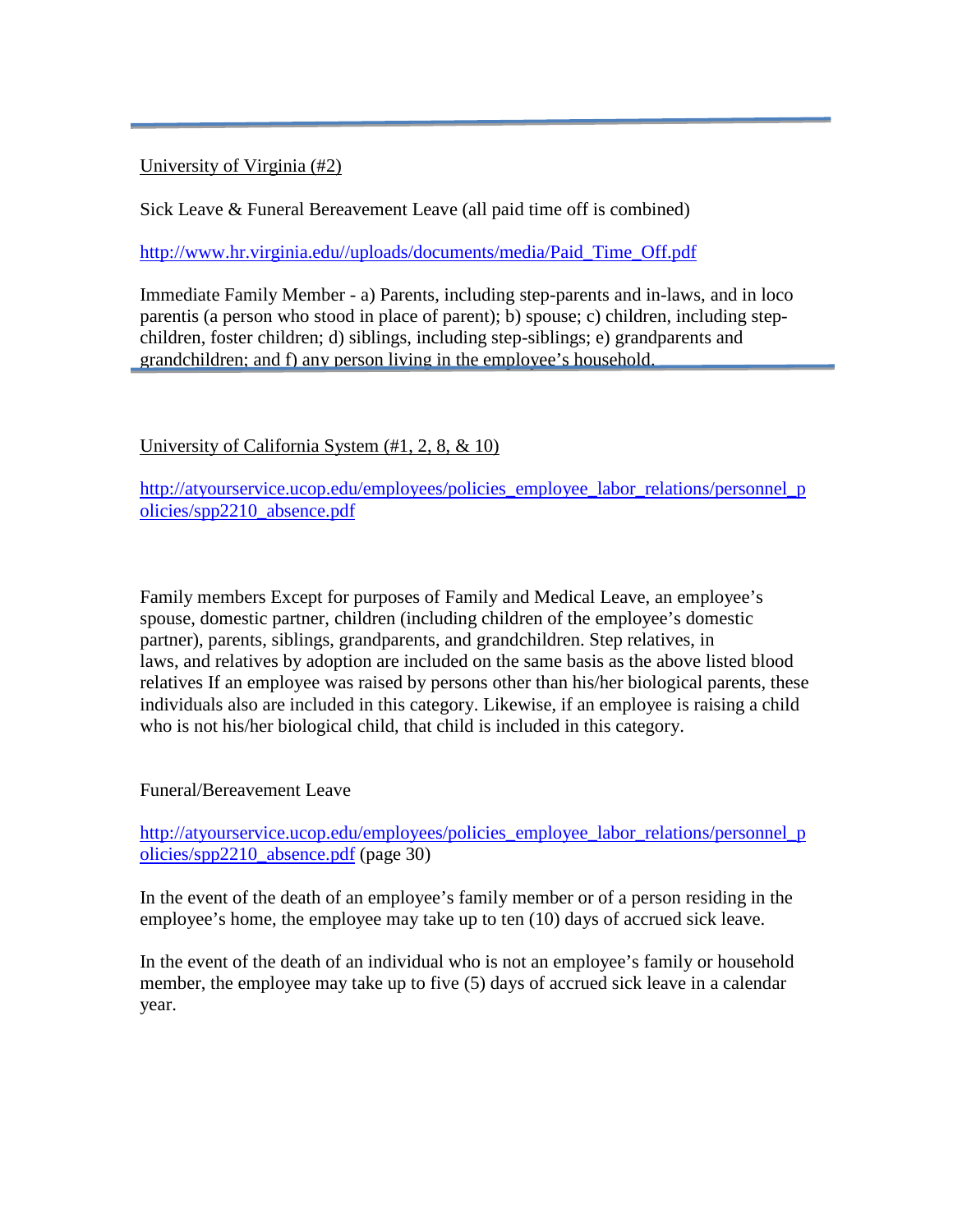---

University of Virginia (#2)

Sick Leave & Funeral Bereavement Leave (all paid time off is combined)

http://www.hr.virginia.edu//uploads/documents/media/Paid_Time_Off.pdf

Immediate Family Member - a) Parents, including step-parents and in-laws, and in loco parentis (a person who stood in place of parent); b) spouse; c) children, including step-children, foster children; d) siblings, including step-siblings; e) grandparents and grandchildren; and f) any person living in the employee's household.

---

University of California System (#1, 2, 8, & 10)

http://atyourservice.ucop.edu/employees/policies_employee_labor_relations/personnel_policies/spp2210_absence.pdf

Family members Except for purposes of Family and Medical Leave, an employee's spouse, domestic partner, children (including children of the employee's domestic partner), parents, siblings, grandparents, and grandchildren. Step relatives, in laws, and relatives by adoption are included on the same basis as the above listed blood relatives If an employee was raised by persons other than his/her biological parents, these individuals also are included in this category. Likewise, if an employee is raising a child who is not his/her biological child, that child is included in this category.

Funeral/Bereavement Leave

http://atyourservice.ucop.edu/employees/policies_employee_labor_relations/personnel_policies/spp2210_absence.pdf (page 30)

In the event of the death of an employee's family member or of a person residing in the employee's home, the employee may take up to ten (10) days of accrued sick leave.

In the event of the death of an individual who is not an employee's family or household member, the employee may take up to five (5) days of accrued sick leave in a calendar year.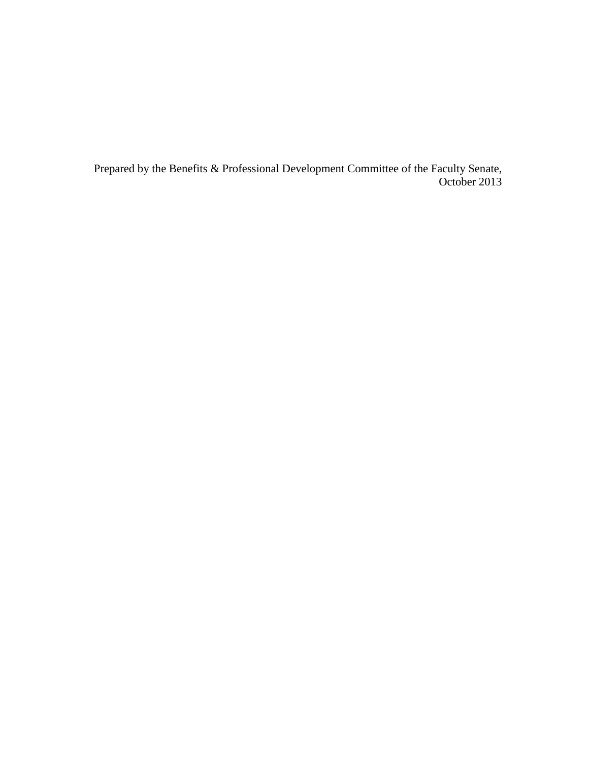Prepared by the Benefits & Professional Development Committee of the Faculty Senate, October 2013